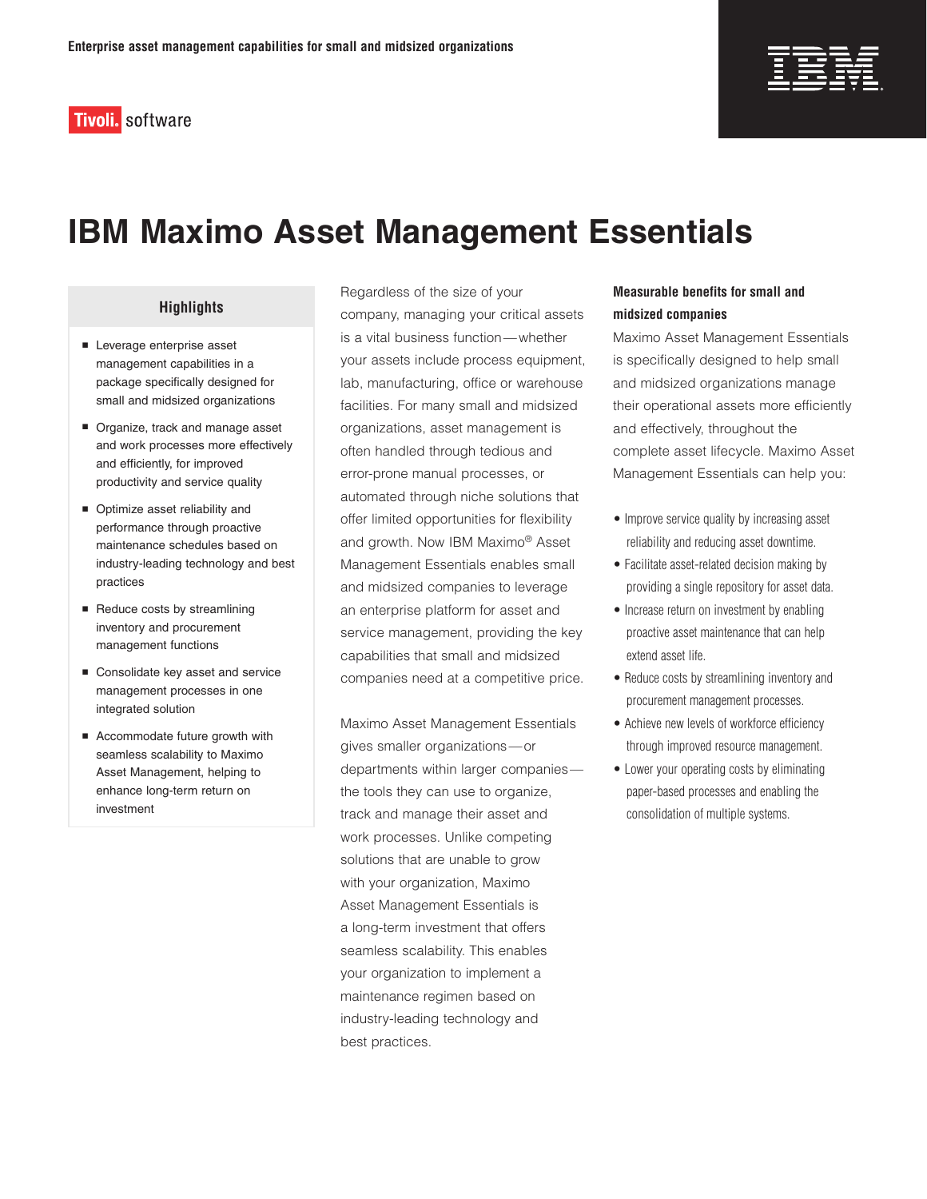Enterprise asset management capabilities for small and midsized organizations

Tivoli. software

# IBM Maximo Asset Management Essentials

## Highlights

- Leverage enterprise asset management capabilities in a package specifically designed for small and midsized organizations
- Organize, track and manage asset and work processes more effectively and efficiently, for improved productivity and service quality
- Optimize asset reliability and performance through proactive maintenance schedules based on industry-leading technology and best practices
- Reduce costs by streamlining inventory and procurement management functions
- Consolidate key asset and service management processes in one integrated solution
- Accommodate future growth with seamless scalability to Maximo Asset Management, helping to enhance long-term return on investment

Regardless of the size of your company, managing your critical assets is a vital business function—whether your assets include process equipment, lab, manufacturing, office or warehouse facilities. For many small and midsized organizations, asset management is often handled through tedious and error-prone manual processes, or automated through niche solutions that offer limited opportunities for flexibility and growth. Now IBM Maximo® Asset Management Essentials enables small and midsized companies to leverage an enterprise platform for asset and service management, providing the key capabilities that small and midsized companies need at a competitive price.

Maximo Asset Management Essentials gives smaller organizations—or departments within larger companies—the tools they can use to organize, track and manage their asset and work processes. Unlike competing solutions that are unable to grow with your organization, Maximo Asset Management Essentials is a long-term investment that offers seamless scalability. This enables your organization to implement a maintenance regimen based on industry-leading technology and best practices.

### Measurable benefits for small and midsized companies

Maximo Asset Management Essentials is specifically designed to help small and midsized organizations manage their operational assets more efficiently and effectively, throughout the complete asset lifecycle. Maximo Asset Management Essentials can help you:

- Improve service quality by increasing asset reliability and reducing asset downtime.
- Facilitate asset-related decision making by providing a single repository for asset data.
- Increase return on investment by enabling proactive asset maintenance that can help extend asset life.
- Reduce costs by streamlining inventory and procurement management processes.
- Achieve new levels of workforce efficiency through improved resource management.
- Lower your operating costs by eliminating paper-based processes and enabling the consolidation of multiple systems.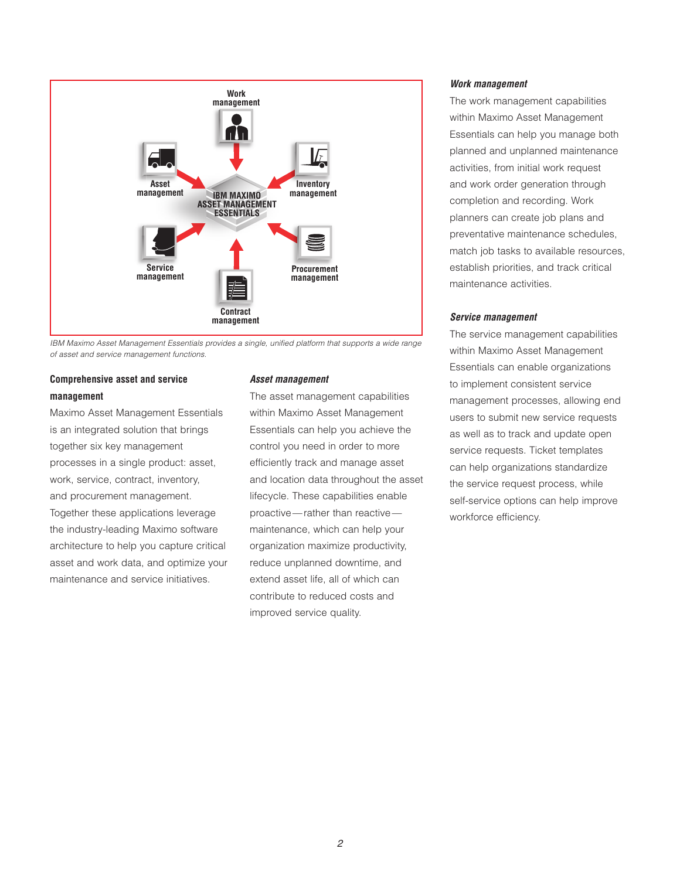Work management

Asset management

Inventory management

IBM MAXIMO ASSET MANAGEMENT ESSENTIALS

Service management

Procurement management

Contract management

*IBM Maximo Asset Management Essentials provides a single, unified platform that supports a wide range of asset and service management functions.*

### Comprehensive asset and service management

Maximo Asset Management Essentials is an integrated solution that brings together six key management processes in a single product: asset, work, service, contract, inventory, and procurement management. Together these applications leverage the industry-leading Maximo software architecture to help you capture critical asset and work data, and optimize your maintenance and service initiatives.

### *Asset management*

The asset management capabilities within Maximo Asset Management Essentials can help you achieve the control you need in order to more efficiently track and manage asset and location data throughout the asset lifecycle. These capabilities enable proactive—rather than reactive—maintenance, which can help your organization maximize productivity, reduce unplanned downtime, and extend asset life, all of which can contribute to reduced costs and improved service quality.

### *Work management*

The work management capabilities within Maximo Asset Management Essentials can help you manage both planned and unplanned maintenance activities, from initial work request and work order generation through completion and recording. Work planners can create job plans and preventative maintenance schedules, match job tasks to available resources, establish priorities, and track critical maintenance activities.

### *Service management*

The service management capabilities within Maximo Asset Management Essentials can enable organizations to implement consistent service management processes, allowing end users to submit new service requests as well as to track and update open service requests. Ticket templates can help organizations standardize the service request process, while self-service options can help improve workforce efficiency.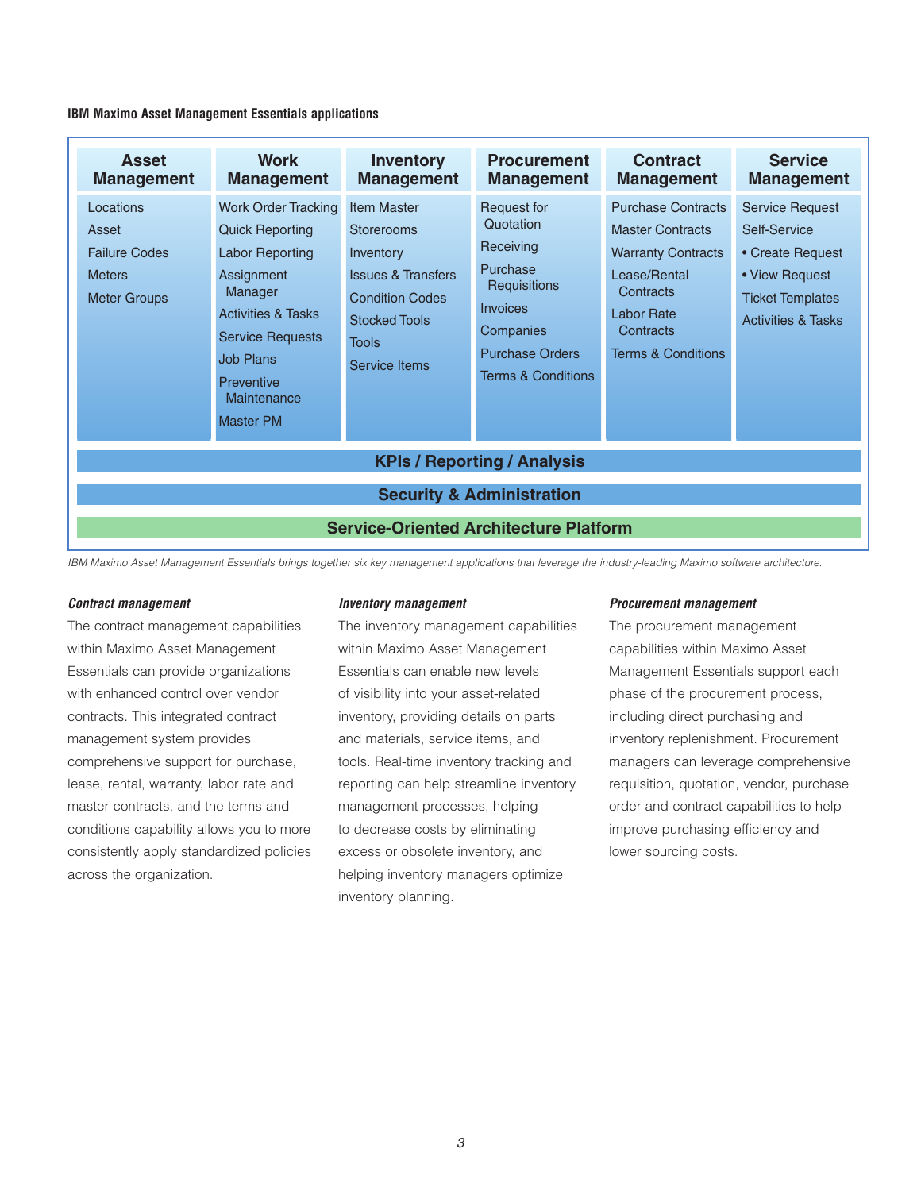**IBM Maximo Asset Management Essentials applications**

| Asset Management | Work Management | Inventory Management | Procurement Management | Contract Management | Service Management |
|---|---|---|---|---|---|
| Locations | Work Order Tracking | Item Master | Request for Quotation | Purchase Contracts | Service Request |
| Asset | Quick Reporting | Storerooms | Receiving | Master Contracts | Self-Service |
| Failure Codes | Labor Reporting | Inventory | Purchase Requisitions | Warranty Contracts | • Create Request |
| Meters | Assignment Manager | Issues & Transfers | Invoices | Lease/Rental Contracts | • View Request |
| Meter Groups | Activities & Tasks | Condition Codes | Companies | Labor Rate Contracts | Ticket Templates |
| | Service Requests | Stocked Tools | Purchase Orders | Terms & Conditions | Activities & Tasks |
| | Job Plans | Tools | Terms & Conditions | | |
| | Preventive Maintenance | Service Items | | | |
| | Master PM | | | | |

**KPIs / Reporting / Analysis**

**Security & Administration**

**Service-Oriented Architecture Platform**

*IBM Maximo Asset Management Essentials brings together six key management applications that leverage the industry-leading Maximo software architecture.*

### *Contract management*

The contract management capabilities within Maximo Asset Management Essentials can provide organizations with enhanced control over vendor contracts. This integrated contract management system provides comprehensive support for purchase, lease, rental, warranty, labor rate and master contracts, and the terms and conditions capability allows you to more consistently apply standardized policies across the organization.

### *Inventory management*

The inventory management capabilities within Maximo Asset Management Essentials can enable new levels of visibility into your asset-related inventory, providing details on parts and materials, service items, and tools. Real-time inventory tracking and reporting can help streamline inventory management processes, helping to decrease costs by eliminating excess or obsolete inventory, and helping inventory managers optimize inventory planning.

### *Procurement management*

The procurement management capabilities within Maximo Asset Management Essentials support each phase of the procurement process, including direct purchasing and inventory replenishment. Procurement managers can leverage comprehensive requisition, quotation, vendor, purchase order and contract capabilities to help improve purchasing efficiency and lower sourcing costs.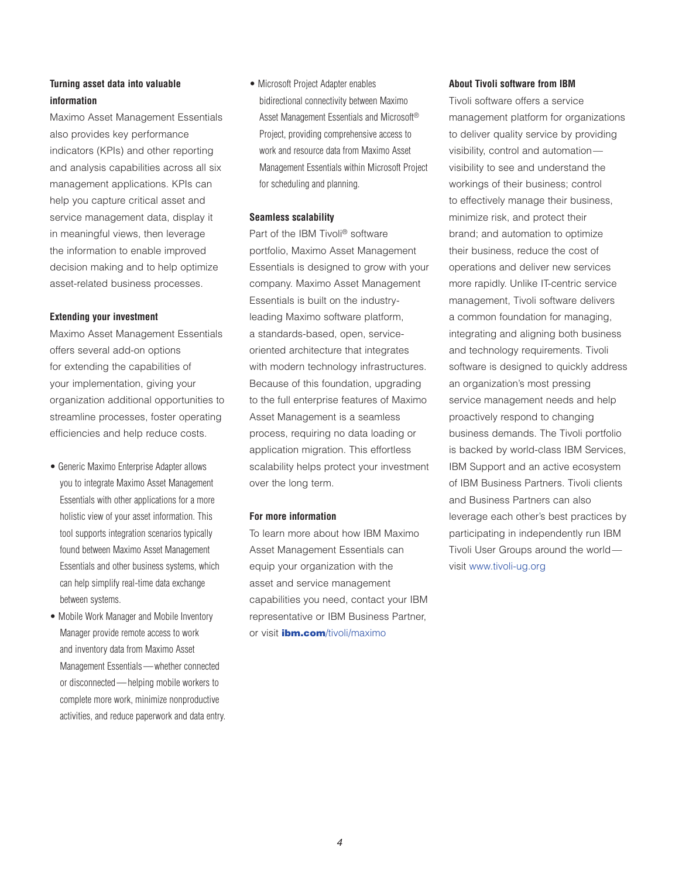### Turning asset data into valuable information

Maximo Asset Management Essentials also provides key performance indicators (KPIs) and other reporting and analysis capabilities across all six management applications. KPIs can help you capture critical asset and service management data, display it in meaningful views, then leverage the information to enable improved decision making and to help optimize asset-related business processes.

### Extending your investment

Maximo Asset Management Essentials offers several add-on options for extending the capabilities of your implementation, giving your organization additional opportunities to streamline processes, foster operating efficiencies and help reduce costs.

- Generic Maximo Enterprise Adapter allows you to integrate Maximo Asset Management Essentials with other applications for a more holistic view of your asset information. This tool supports integration scenarios typically found between Maximo Asset Management Essentials and other business systems, which can help simplify real-time data exchange between systems.
- Mobile Work Manager and Mobile Inventory Manager provide remote access to work and inventory data from Maximo Asset Management Essentials—whether connected or disconnected—helping mobile workers to complete more work, minimize nonproductive activities, and reduce paperwork and data entry.
- Microsoft Project Adapter enables bidirectional connectivity between Maximo Asset Management Essentials and Microsoft® Project, providing comprehensive access to work and resource data from Maximo Asset Management Essentials within Microsoft Project for scheduling and planning.

### Seamless scalability

Part of the IBM Tivoli® software portfolio, Maximo Asset Management Essentials is designed to grow with your company. Maximo Asset Management Essentials is built on the industry-leading Maximo software platform, a standards-based, open, service-oriented architecture that integrates with modern technology infrastructures. Because of this foundation, upgrading to the full enterprise features of Maximo Asset Management is a seamless process, requiring no data loading or application migration. This effortless scalability helps protect your investment over the long term.

### For more information

To learn more about how IBM Maximo Asset Management Essentials can equip your organization with the asset and service management capabilities you need, contact your IBM representative or IBM Business Partner, or visit **ibm.com**/tivoli/maximo

### About Tivoli software from IBM

Tivoli software offers a service management platform for organizations to deliver quality service by providing visibility, control and automation—visibility to see and understand the workings of their business; control to effectively manage their business, minimize risk, and protect their brand; and automation to optimize their business, reduce the cost of operations and deliver new services more rapidly. Unlike IT-centric service management, Tivoli software delivers a common foundation for managing, integrating and aligning both business and technology requirements. Tivoli software is designed to quickly address an organization's most pressing service management needs and help proactively respond to changing business demands. The Tivoli portfolio is backed by world-class IBM Services, IBM Support and an active ecosystem of IBM Business Partners. Tivoli clients and Business Partners can also leverage each other's best practices by participating in independently run IBM Tivoli User Groups around the world—visit www.tivoli-ug.org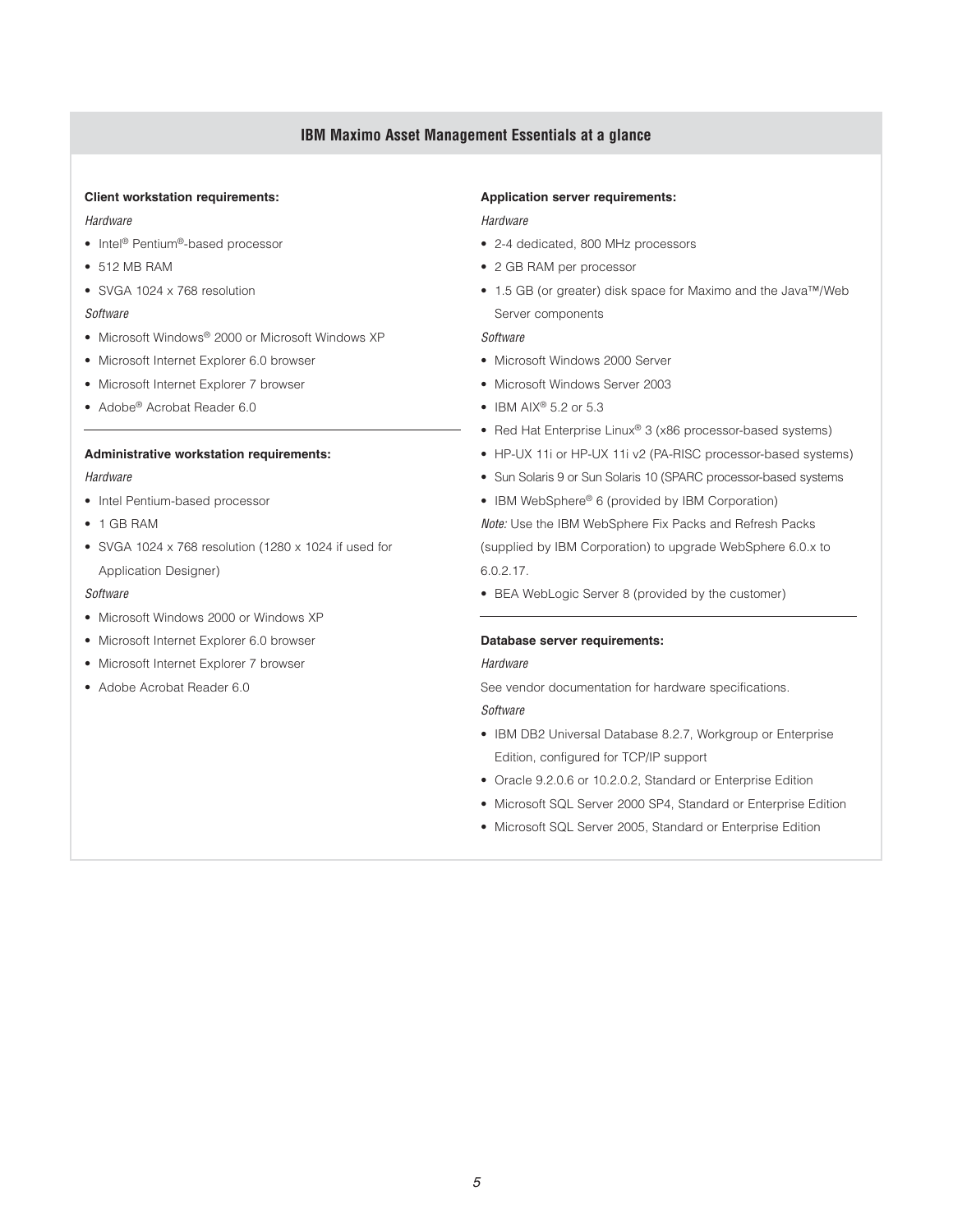## IBM Maximo Asset Management Essentials at a glance

**Client workstation requirements:**

*Hardware*

- Intel® Pentium®-based processor
- 512 MB RAM
- SVGA 1024 x 768 resolution

*Software*

- Microsoft Windows® 2000 or Microsoft Windows XP
- Microsoft Internet Explorer 6.0 browser
- Microsoft Internet Explorer 7 browser
- Adobe® Acrobat Reader 6.0

**Administrative workstation requirements:**

*Hardware*

- Intel Pentium-based processor
- 1 GB RAM
- SVGA 1024 x 768 resolution (1280 x 1024 if used for Application Designer)

*Software*

- Microsoft Windows 2000 or Windows XP
- Microsoft Internet Explorer 6.0 browser
- Microsoft Internet Explorer 7 browser
- Adobe Acrobat Reader 6.0

**Application server requirements:**

*Hardware*

- 2-4 dedicated, 800 MHz processors
- 2 GB RAM per processor
- 1.5 GB (or greater) disk space for Maximo and the Java™/Web Server components

*Software*

- Microsoft Windows 2000 Server
- Microsoft Windows Server 2003
- IBM AIX® 5.2 or 5.3
- Red Hat Enterprise Linux® 3 (x86 processor-based systems)
- HP-UX 11i or HP-UX 11i v2 (PA-RISC processor-based systems)
- Sun Solaris 9 or Sun Solaris 10 (SPARC processor-based systems
- IBM WebSphere® 6 (provided by IBM Corporation)

*Note:* Use the IBM WebSphere Fix Packs and Refresh Packs (supplied by IBM Corporation) to upgrade WebSphere 6.0.x to 6.0.2.17.

- BEA WebLogic Server 8 (provided by the customer)

**Database server requirements:**

*Hardware*

See vendor documentation for hardware specifications.

*Software*

- IBM DB2 Universal Database 8.2.7, Workgroup or Enterprise Edition, configured for TCP/IP support
- Oracle 9.2.0.6 or 10.2.0.2, Standard or Enterprise Edition
- Microsoft SQL Server 2000 SP4, Standard or Enterprise Edition
- Microsoft SQL Server 2005, Standard or Enterprise Edition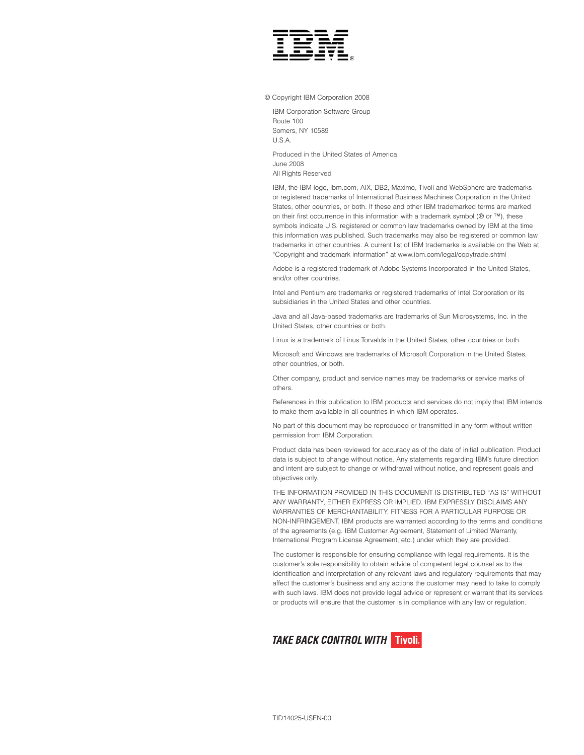© Copyright IBM Corporation 2008

IBM Corporation Software Group
Route 100
Somers, NY 10589
U.S.A.

Produced in the United States of America
June 2008
All Rights Reserved

IBM, the IBM logo, ibm.com, AIX, DB2, Maximo, Tivoli and WebSphere are trademarks or registered trademarks of International Business Machines Corporation in the United States, other countries, or both. If these and other IBM trademarked terms are marked on their first occurrence in this information with a trademark symbol (® or ™), these symbols indicate U.S. registered or common law trademarks owned by IBM at the time this information was published. Such trademarks may also be registered or common law trademarks in other countries. A current list of IBM trademarks is available on the Web at "Copyright and trademark information" at www.ibm.com/legal/copytrade.shtml

Adobe is a registered trademark of Adobe Systems Incorporated in the United States, and/or other countries.

Intel and Pentium are trademarks or registered trademarks of Intel Corporation or its subsidiaries in the United States and other countries.

Java and all Java-based trademarks are trademarks of Sun Microsystems, Inc. in the United States, other countries or both.

Linux is a trademark of Linus Torvalds in the United States, other countries or both.

Microsoft and Windows are trademarks of Microsoft Corporation in the United States, other countries, or both.

Other company, product and service names may be trademarks or service marks of others.

References in this publication to IBM products and services do not imply that IBM intends to make them available in all countries in which IBM operates.

No part of this document may be reproduced or transmitted in any form without written permission from IBM Corporation.

Product data has been reviewed for accuracy as of the date of initial publication. Product data is subject to change without notice. Any statements regarding IBM's future direction and intent are subject to change or withdrawal without notice, and represent goals and objectives only.

THE INFORMATION PROVIDED IN THIS DOCUMENT IS DISTRIBUTED "AS IS" WITHOUT ANY WARRANTY, EITHER EXPRESS OR IMPLIED. IBM EXPRESSLY DISCLAIMS ANY WARRANTIES OF MERCHANTABILITY, FITNESS FOR A PARTICULAR PURPOSE OR NON-INFRINGEMENT. IBM products are warranted according to the terms and conditions of the agreements (e.g. IBM Customer Agreement, Statement of Limited Warranty, International Program License Agreement, etc.) under which they are provided.

The customer is responsible for ensuring compliance with legal requirements. It is the customer's sole responsibility to obtain advice of competent legal counsel as to the identification and interpretation of any relevant laws and regulatory requirements that may affect the customer's business and any actions the customer may need to take to comply with such laws. IBM does not provide legal advice or represent or warrant that its services or products will ensure that the customer is in compliance with any law or regulation.

***TAKE BACK CONTROL WITH* Tivoli.**

TID14025-USEN-00